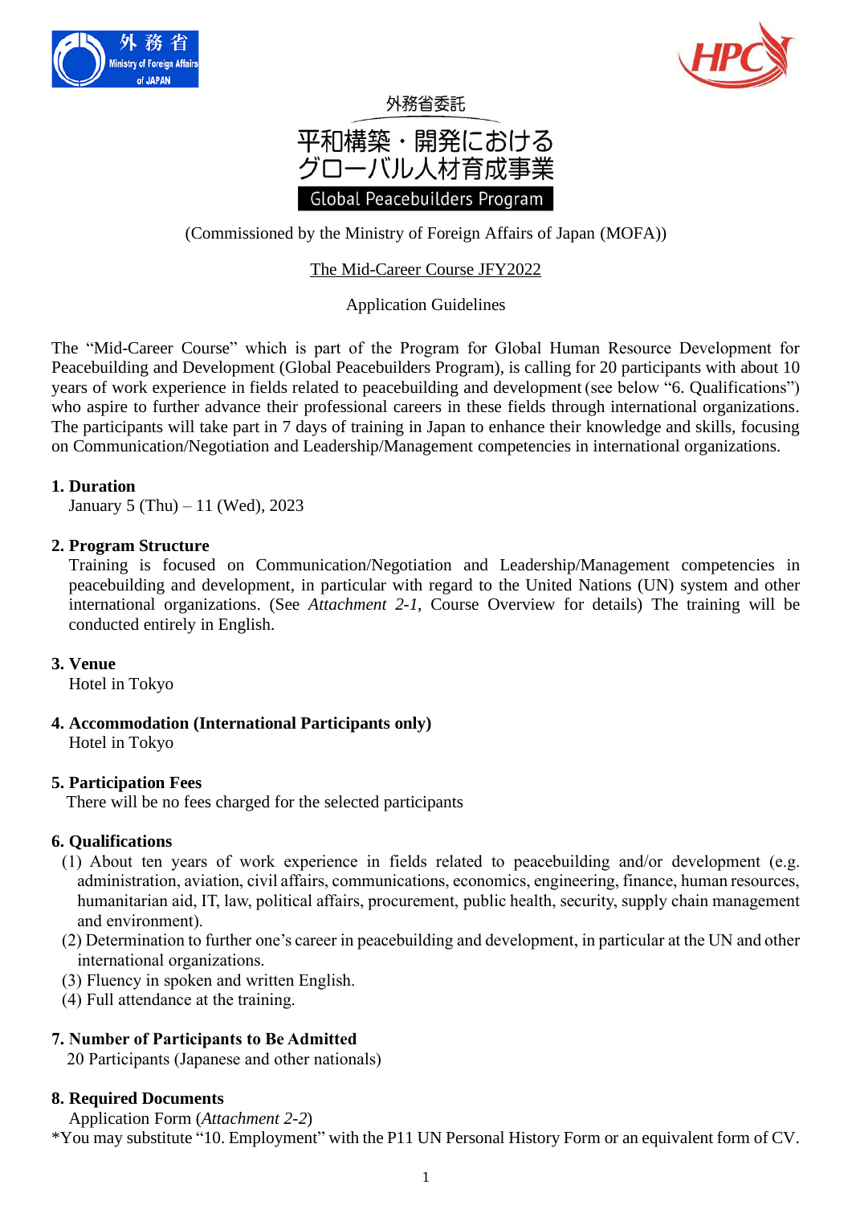外務省 Ministry of Foreign Affairs of JAPAN

HPC

外務省委託

平和構築・開発における
グローバル人材育成事業

Global Peacebuilders Program

(Commissioned by the Ministry of Foreign Affairs of Japan (MOFA))

The Mid-Career Course JFY2022

Application Guidelines

The "Mid-Career Course" which is part of the Program for Global Human Resource Development for Peacebuilding and Development (Global Peacebuilders Program), is calling for 20 participants with about 10 years of work experience in fields related to peacebuilding and development (see below "6. Qualifications") who aspire to further advance their professional careers in these fields through international organizations. The participants will take part in 7 days of training in Japan to enhance their knowledge and skills, focusing on Communication/Negotiation and Leadership/Management competencies in international organizations.

**1. Duration**

January 5 (Thu) – 11 (Wed), 2023

**2. Program Structure**

Training is focused on Communication/Negotiation and Leadership/Management competencies in peacebuilding and development, in particular with regard to the United Nations (UN) system and other international organizations. (See *Attachment 2-1*, Course Overview for details) The training will be conducted entirely in English.

**3. Venue**

Hotel in Tokyo

**4. Accommodation (International Participants only)**

Hotel in Tokyo

**5. Participation Fees**

There will be no fees charged for the selected participants

**6. Qualifications**

(1) About ten years of work experience in fields related to peacebuilding and/or development (e.g. administration, aviation, civil affairs, communications, economics, engineering, finance, human resources, humanitarian aid, IT, law, political affairs, procurement, public health, security, supply chain management and environment).
(2) Determination to further one's career in peacebuilding and development, in particular at the UN and other international organizations.
(3) Fluency in spoken and written English.
(4) Full attendance at the training.

**7. Number of Participants to Be Admitted**

20 Participants (Japanese and other nationals)

**8. Required Documents**

Application Form (*Attachment 2-2*)

*You may substitute "10. Employment" with the P11 UN Personal History Form or an equivalent form of CV.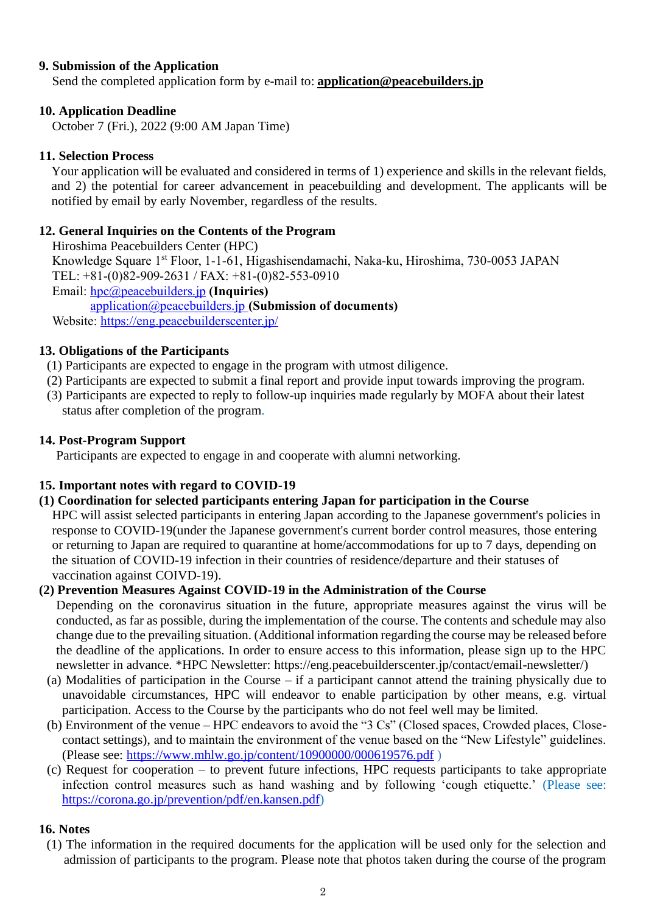### 9. Submission of the Application

Send the completed application form by e-mail to: **application@peacebuilders.jp**

### 10. Application Deadline

October 7 (Fri.), 2022 (9:00 AM Japan Time)

### 11. Selection Process

Your application will be evaluated and considered in terms of 1) experience and skills in the relevant fields, and 2) the potential for career advancement in peacebuilding and development. The applicants will be notified by email by early November, regardless of the results.

### 12. General Inquiries on the Contents of the Program

Hiroshima Peacebuilders Center (HPC)
Knowledge Square 1st Floor, 1-1-61, Higashisendamachi, Naka-ku, Hiroshima, 730-0053 JAPAN
TEL: +81-(0)82-909-2631 / FAX: +81-(0)82-553-0910
Email: hpc@peacebuilders.jp **(Inquiries)**
application@peacebuilders.jp **(Submission of documents)**
Website: https://eng.peacebuilderscenter.jp/

### 13. Obligations of the Participants

(1) Participants are expected to engage in the program with utmost diligence.
(2) Participants are expected to submit a final report and provide input towards improving the program.
(3) Participants are expected to reply to follow-up inquiries made regularly by MOFA about their latest status after completion of the program.

### 14. Post-Program Support

Participants are expected to engage in and cooperate with alumni networking.

### 15. Important notes with regard to COVID-19

**(1) Coordination for selected participants entering Japan for participation in the Course**

HPC will assist selected participants in entering Japan according to the Japanese government's policies in response to COVID-19(under the Japanese government's current border control measures, those entering or returning to Japan are required to quarantine at home/accommodations for up to 7 days, depending on the situation of COVID-19 infection in their countries of residence/departure and their statuses of vaccination against COIVD-19).

**(2) Prevention Measures Against COVID-19 in the Administration of the Course**

Depending on the coronavirus situation in the future, appropriate measures against the virus will be conducted, as far as possible, during the implementation of the course. The contents and schedule may also change due to the prevailing situation. (Additional information regarding the course may be released before the deadline of the applications. In order to ensure access to this information, please sign up to the HPC newsletter in advance. *HPC Newsletter: https://eng.peacebuilderscenter.jp/contact/email-newsletter/)

(a) Modalities of participation in the Course – if a participant cannot attend the training physically due to unavoidable circumstances, HPC will endeavor to enable participation by other means, e.g. virtual participation. Access to the Course by the participants who do not feel well may be limited.
(b) Environment of the venue – HPC endeavors to avoid the "3 Cs" (Closed spaces, Crowded places, Close-contact settings), and to maintain the environment of the venue based on the "New Lifestyle" guidelines. (Please see: https://www.mhlw.go.jp/content/10900000/000619576.pdf )
(c) Request for cooperation – to prevent future infections, HPC requests participants to take appropriate infection control measures such as hand washing and by following 'cough etiquette.' (Please see: https://corona.go.jp/prevention/pdf/en.kansen.pdf)

### 16. Notes

(1) The information in the required documents for the application will be used only for the selection and admission of participants to the program. Please note that photos taken during the course of the program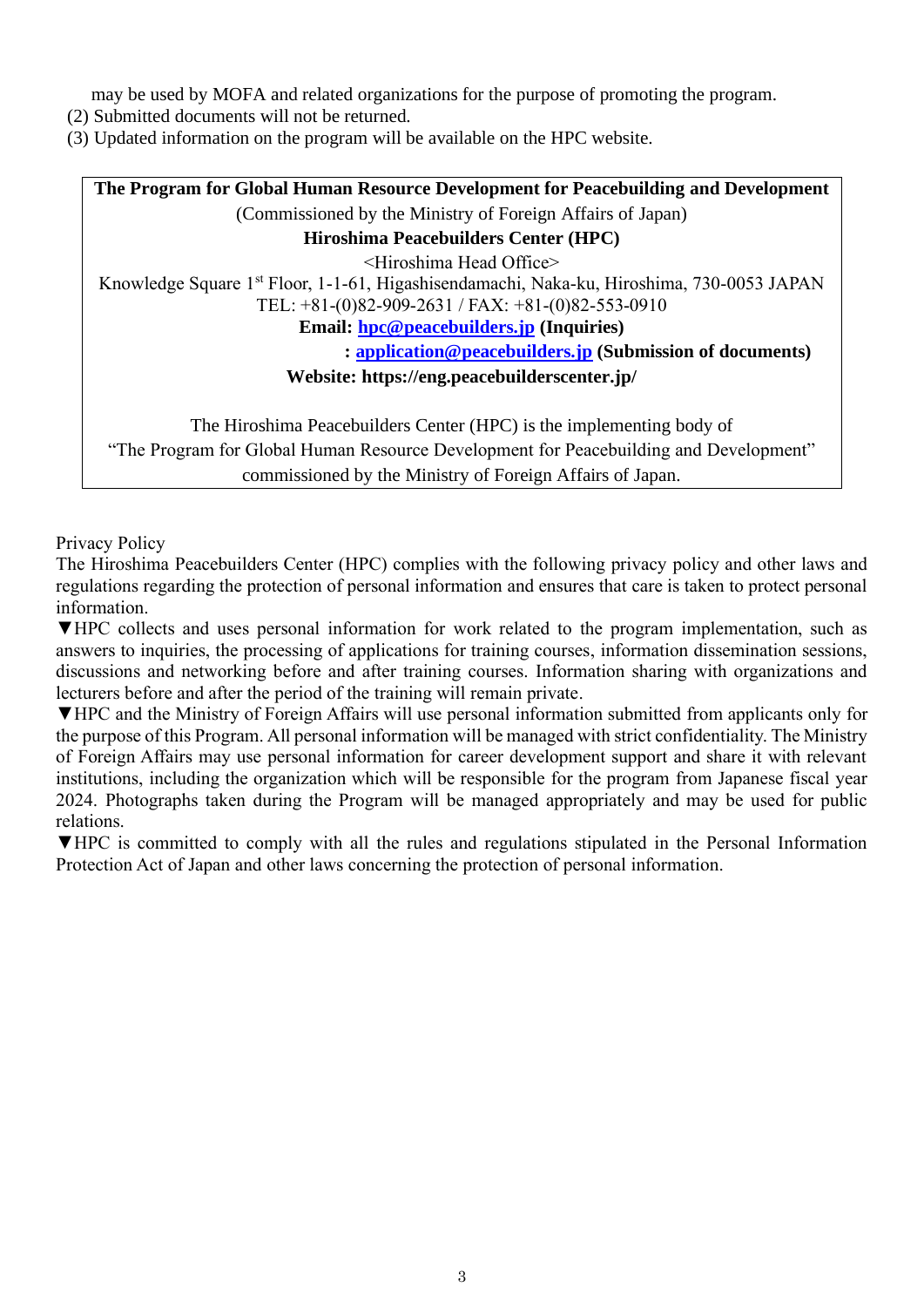may be used by MOFA and related organizations for the purpose of promoting the program.

(2) Submitted documents will not be returned.

(3) Updated information on the program will be available on the HPC website.

**The Program for Global Human Resource Development for Peacebuilding and Development**
(Commissioned by the Ministry of Foreign Affairs of Japan)
**Hiroshima Peacebuilders Center (HPC)**
<Hiroshima Head Office>
Knowledge Square 1st Floor, 1-1-61, Higashisendamachi, Naka-ku, Hiroshima, 730-0053 JAPAN
TEL: +81-(0)82-909-2631 / FAX: +81-(0)82-553-0910
**Email: hpc@peacebuilders.jp (Inquiries)**
**: application@peacebuilders.jp (Submission of documents)**
**Website: https://eng.peacebuilderscenter.jp/**

The Hiroshima Peacebuilders Center (HPC) is the implementing body of
"The Program for Global Human Resource Development for Peacebuilding and Development"
commissioned by the Ministry of Foreign Affairs of Japan.

Privacy Policy

The Hiroshima Peacebuilders Center (HPC) complies with the following privacy policy and other laws and regulations regarding the protection of personal information and ensures that care is taken to protect personal information.

▼HPC collects and uses personal information for work related to the program implementation, such as answers to inquiries, the processing of applications for training courses, information dissemination sessions, discussions and networking before and after training courses. Information sharing with organizations and lecturers before and after the period of the training will remain private.

▼HPC and the Ministry of Foreign Affairs will use personal information submitted from applicants only for the purpose of this Program. All personal information will be managed with strict confidentiality. The Ministry of Foreign Affairs may use personal information for career development support and share it with relevant institutions, including the organization which will be responsible for the program from Japanese fiscal year 2024. Photographs taken during the Program will be managed appropriately and may be used for public relations.

▼HPC is committed to comply with all the rules and regulations stipulated in the Personal Information Protection Act of Japan and other laws concerning the protection of personal information.